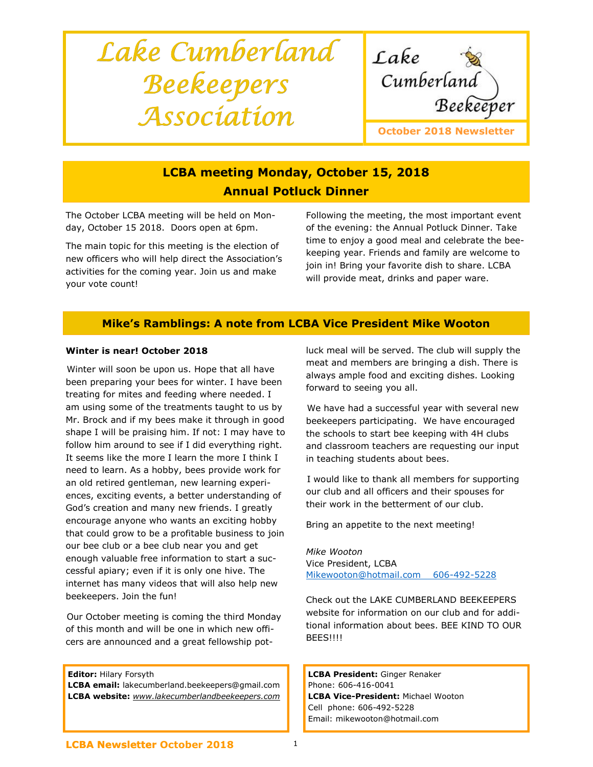# Lake Cumberland Beekeepers Association

Lake Cumberland Beekeeper

**October 2018 Newsletter**

## LCBA meeting Monday, October 15, 2018
## Annual Potluck Dinner

The October LCBA meeting will be held on Monday, October 15 2018. Doors open at 6pm.

The main topic for this meeting is the election of new officers who will help direct the Association's activities for the coming year. Join us and make your vote count!

Following the meeting, the most important event of the evening: the Annual Potluck Dinner. Take time to enjoy a good meal and celebrate the beekeeping year. Friends and family are welcome to join in! Bring your favorite dish to share. LCBA will provide meat, drinks and paper ware.

## Mike's Ramblings: A note from LCBA Vice President Mike Wooton

**Winter is near! October 2018**

Winter will soon be upon us. Hope that all have been preparing your bees for winter. I have been treating for mites and feeding where needed. I am using some of the treatments taught to us by Mr. Brock and if my bees make it through in good shape I will be praising him. If not: I may have to follow him around to see if I did everything right. It seems like the more I learn the more I think I need to learn. As a hobby, bees provide work for an old retired gentleman, new learning experiences, exciting events, a better understanding of God's creation and many new friends. I greatly encourage anyone who wants an exciting hobby that could grow to be a profitable business to join our bee club or a bee club near you and get enough valuable free information to start a successful apiary; even if it is only one hive. The internet has many videos that will also help new beekeepers. Join the fun!

Our October meeting is coming the third Monday of this month and will be one in which new officers are announced and a great fellowship potluck meal will be served. The club will supply the meat and members are bringing a dish. There is always ample food and exciting dishes. Looking forward to seeing you all.

We have had a successful year with several new beekeepers participating. We have encouraged the schools to start bee keeping with 4H clubs and classroom teachers are requesting our input in teaching students about bees.

I would like to thank all members for supporting our club and all officers and their spouses for their work in the betterment of our club.

Bring an appetite to the next meeting!

*Mike Wooton*
Vice President, LCBA
Mikewooton@hotmail.com 606-492-5228

Check out the LAKE CUMBERLAND BEEKEEPERS website for information on our club and for additional information about bees. BEE KIND TO OUR BEES!!!!

**Editor:** Hilary Forsyth
**LCBA email:** lakecumberland.beekeepers@gmail.com
**LCBA website:** *www.lakecumberlandbeekeepers.com*

**LCBA President:** Ginger Renaker
Phone: 606-416-0041
**LCBA Vice-President:** Michael Wooton
Cell phone: 606-492-5228
Email: mikewooton@hotmail.com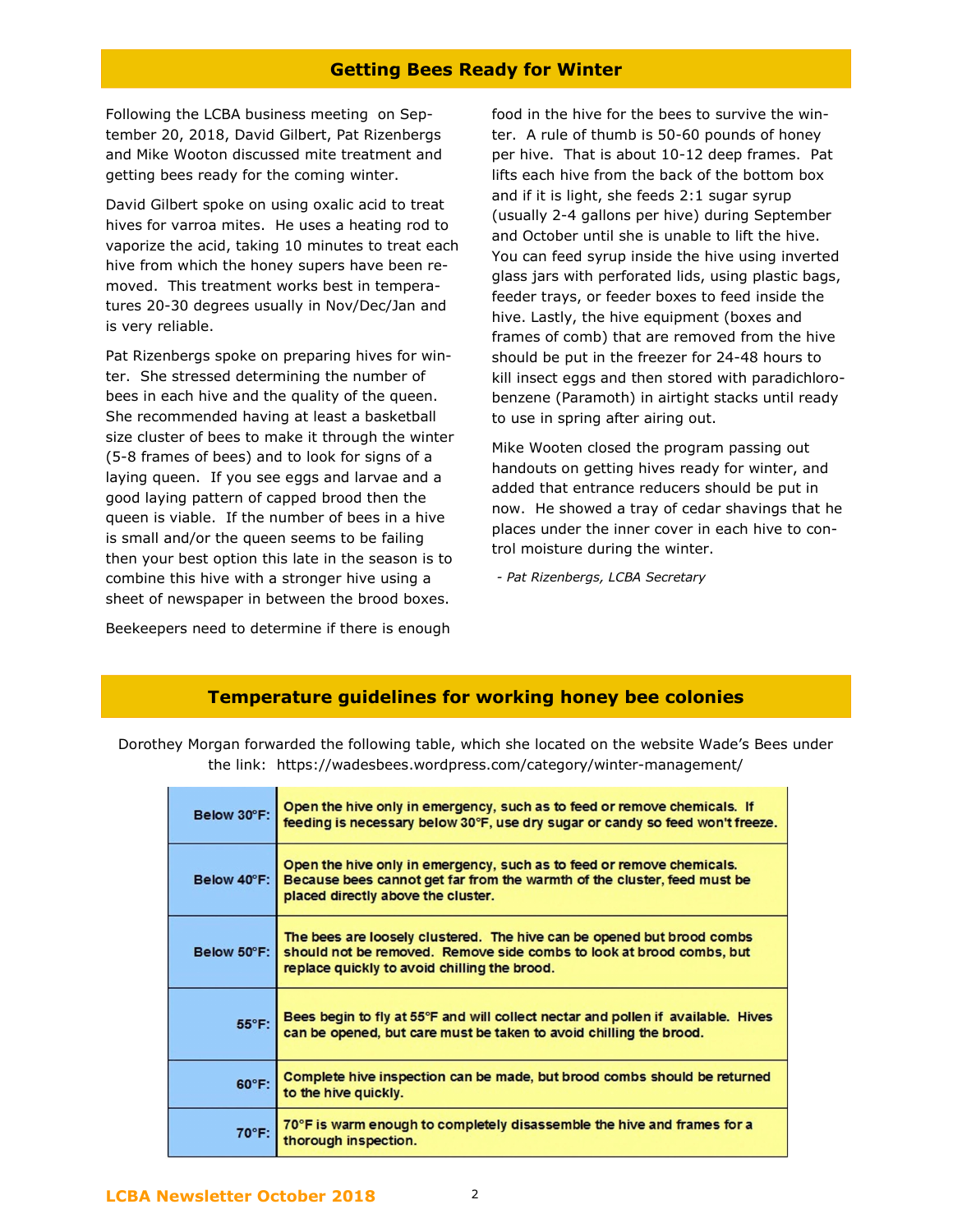## Getting Bees Ready for Winter

Following the LCBA business meeting on September 20, 2018, David Gilbert, Pat Rizenbergs and Mike Wooton discussed mite treatment and getting bees ready for the coming winter.

David Gilbert spoke on using oxalic acid to treat hives for varroa mites. He uses a heating rod to vaporize the acid, taking 10 minutes to treat each hive from which the honey supers have been removed. This treatment works best in temperatures 20-30 degrees usually in Nov/Dec/Jan and is very reliable.

Pat Rizenbergs spoke on preparing hives for winter. She stressed determining the number of bees in each hive and the quality of the queen. She recommended having at least a basketball size cluster of bees to make it through the winter (5-8 frames of bees) and to look for signs of a laying queen. If you see eggs and larvae and a good laying pattern of capped brood then the queen is viable. If the number of bees in a hive is small and/or the queen seems to be failing then your best option this late in the season is to combine this hive with a stronger hive using a sheet of newspaper in between the brood boxes.

Beekeepers need to determine if there is enough food in the hive for the bees to survive the winter. A rule of thumb is 50-60 pounds of honey per hive. That is about 10-12 deep frames. Pat lifts each hive from the back of the bottom box and if it is light, she feeds 2:1 sugar syrup (usually 2-4 gallons per hive) during September and October until she is unable to lift the hive. You can feed syrup inside the hive using inverted glass jars with perforated lids, using plastic bags, feeder trays, or feeder boxes to feed inside the hive. Lastly, the hive equipment (boxes and frames of comb) that are removed from the hive should be put in the freezer for 24-48 hours to kill insect eggs and then stored with paradichlorobenzene (Paramoth) in airtight stacks until ready to use in spring after airing out.

Mike Wooten closed the program passing out handouts on getting hives ready for winter, and added that entrance reducers should be put in now. He showed a tray of cedar shavings that he places under the inner cover in each hive to control moisture during the winter.

*- Pat Rizenbergs, LCBA Secretary*

## Temperature guidelines for working honey bee colonies

Dorothey Morgan forwarded the following table, which she located on the website Wade's Bees under the link: https://wadesbees.wordpress.com/category/winter-management/

| Temperature | Guideline |
|---|---|
| Below 30°F: | Open the hive only in emergency, such as to feed or remove chemicals. If feeding is necessary below 30°F, use dry sugar or candy so feed won't freeze. |
| Below 40°F: | Open the hive only in emergency, such as to feed or remove chemicals. Because bees cannot get far from the warmth of the cluster, feed must be placed directly above the cluster. |
| Below 50°F: | The bees are loosely clustered. The hive can be opened but brood combs should not be removed. Remove side combs to look at brood combs, but replace quickly to avoid chilling the brood. |
| 55°F: | Bees begin to fly at 55°F and will collect nectar and pollen if available. Hives can be opened, but care must be taken to avoid chilling the brood. |
| 60°F: | Complete hive inspection can be made, but brood combs should be returned to the hive quickly. |
| 70°F: | 70°F is warm enough to completely disassemble the hive and frames for a thorough inspection. |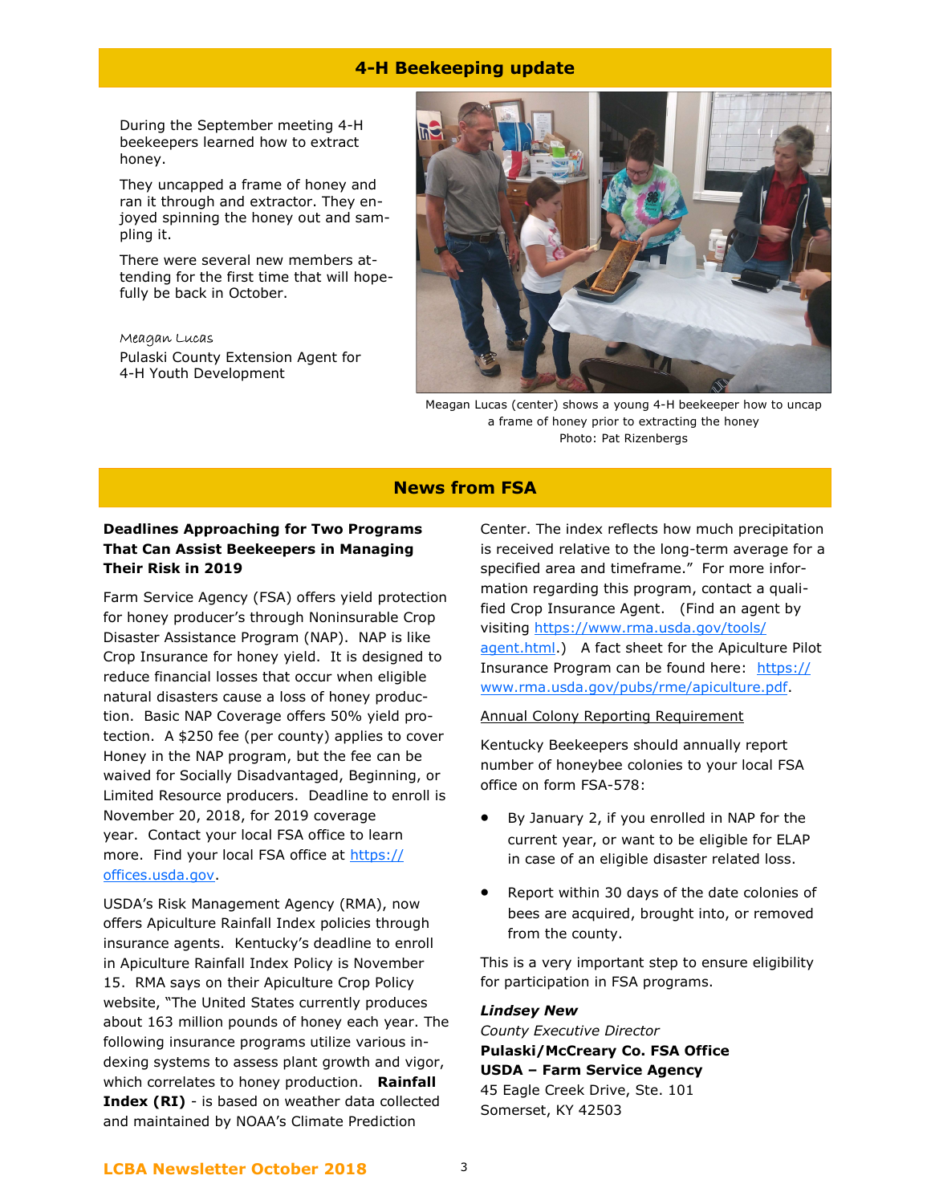## 4-H Beekeeping update

During the September meeting 4-H beekeepers learned how to extract honey.

They uncapped a frame of honey and ran it through and extractor. They enjoyed spinning the honey out and sampling it.

There were several new members attending for the first time that will hopefully be back in October.

*Meagan Lucas*
Pulaski County Extension Agent for 4-H Youth Development

Meagan Lucas (center) shows a young 4-H beekeeper how to uncap a frame of honey prior to extracting the honey
Photo: Pat Rizenbergs

## News from FSA

**Deadlines Approaching for Two Programs That Can Assist Beekeepers in Managing Their Risk in 2019**

Farm Service Agency (FSA) offers yield protection for honey producer's through Noninsurable Crop Disaster Assistance Program (NAP). NAP is like Crop Insurance for honey yield. It is designed to reduce financial losses that occur when eligible natural disasters cause a loss of honey production. Basic NAP Coverage offers 50% yield protection. A $250 fee (per county) applies to cover Honey in the NAP program, but the fee can be waived for Socially Disadvantaged, Beginning, or Limited Resource producers. Deadline to enroll is November 20, 2018, for 2019 coverage year. Contact your local FSA office to learn more. Find your local FSA office at https://offices.usda.gov.

USDA's Risk Management Agency (RMA), now offers Apiculture Rainfall Index policies through insurance agents. Kentucky's deadline to enroll in Apiculture Rainfall Index Policy is November 15. RMA says on their Apiculture Crop Policy website, "The United States currently produces about 163 million pounds of honey each year. The following insurance programs utilize various indexing systems to assess plant growth and vigor, which correlates to honey production. **Rainfall Index (RI)** - is based on weather data collected and maintained by NOAA's Climate Prediction Center. The index reflects how much precipitation is received relative to the long-term average for a specified area and timeframe." For more information regarding this program, contact a qualified Crop Insurance Agent. (Find an agent by visiting https://www.rma.usda.gov/tools/agent.html.) A fact sheet for the Apiculture Pilot Insurance Program can be found here: https://www.rma.usda.gov/pubs/rme/apiculture.pdf.

Annual Colony Reporting Requirement

Kentucky Beekeepers should annually report number of honeybee colonies to your local FSA office on form FSA-578:

- By January 2, if you enrolled in NAP for the current year, or want to be eligible for ELAP in case of an eligible disaster related loss.
- Report within 30 days of the date colonies of bees are acquired, brought into, or removed from the county.

This is a very important step to ensure eligibility for participation in FSA programs.

***Lindsey New***
*County Executive Director*
**Pulaski/McCreary Co. FSA Office**
**USDA – Farm Service Agency**
45 Eagle Creek Drive, Ste. 101
Somerset, KY 42503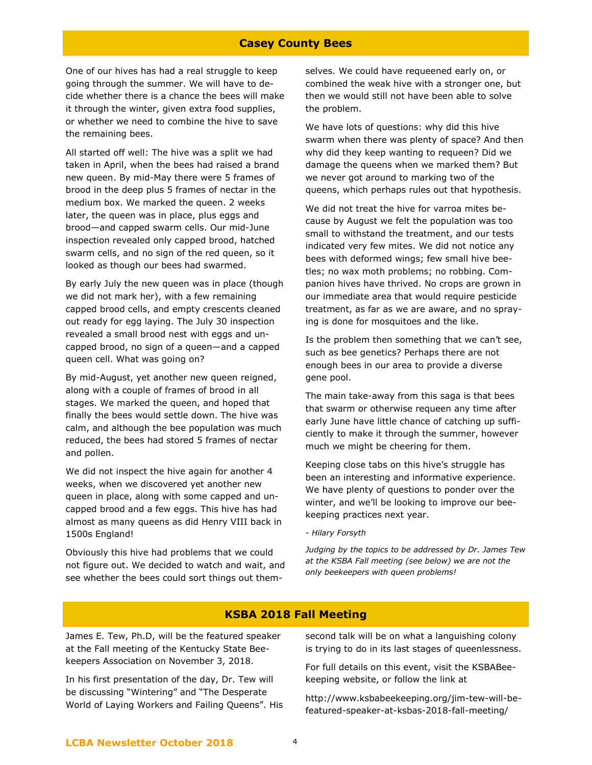## Casey County Bees

One of our hives has had a real struggle to keep going through the summer. We will have to decide whether there is a chance the bees will make it through the winter, given extra food supplies, or whether we need to combine the hive to save the remaining bees.

All started off well: The hive was a split we had taken in April, when the bees had raised a brand new queen. By mid-May there were 5 frames of brood in the deep plus 5 frames of nectar in the medium box. We marked the queen. 2 weeks later, the queen was in place, plus eggs and brood—and capped swarm cells. Our mid-June inspection revealed only capped brood, hatched swarm cells, and no sign of the red queen, so it looked as though our bees had swarmed.

By early July the new queen was in place (though we did not mark her), with a few remaining capped brood cells, and empty crescents cleaned out ready for egg laying. The July 30 inspection revealed a small brood nest with eggs and uncapped brood, no sign of a queen—and a capped queen cell. What was going on?

By mid-August, yet another new queen reigned, along with a couple of frames of brood in all stages. We marked the queen, and hoped that finally the bees would settle down. The hive was calm, and although the bee population was much reduced, the bees had stored 5 frames of nectar and pollen.

We did not inspect the hive again for another 4 weeks, when we discovered yet another new queen in place, along with some capped and uncapped brood and a few eggs. This hive has had almost as many queens as did Henry VIII back in 1500s England!

Obviously this hive had problems that we could not figure out. We decided to watch and wait, and see whether the bees could sort things out themselves. We could have requeened early on, or combined the weak hive with a stronger one, but then we would still not have been able to solve the problem.

We have lots of questions: why did this hive swarm when there was plenty of space? And then why did they keep wanting to requeen? Did we damage the queens when we marked them? But we never got around to marking two of the queens, which perhaps rules out that hypothesis.

We did not treat the hive for varroa mites because by August we felt the population was too small to withstand the treatment, and our tests indicated very few mites. We did not notice any bees with deformed wings; few small hive beetles; no wax moth problems; no robbing. Companion hives have thrived. No crops are grown in our immediate area that would require pesticide treatment, as far as we are aware, and no spraying is done for mosquitoes and the like.

Is the problem then something that we can't see, such as bee genetics? Perhaps there are not enough bees in our area to provide a diverse gene pool.

The main take-away from this saga is that bees that swarm or otherwise requeen any time after early June have little chance of catching up sufficiently to make it through the summer, however much we might be cheering for them.

Keeping close tabs on this hive's struggle has been an interesting and informative experience. We have plenty of questions to ponder over the winter, and we'll be looking to improve our beekeeping practices next year.

*- Hilary Forsyth*

*Judging by the topics to be addressed by Dr. James Tew at the KSBA Fall meeting (see below) we are not the only beekeepers with queen problems!*

## KSBA 2018 Fall Meeting

James E. Tew, Ph.D, will be the featured speaker at the Fall meeting of the Kentucky State Beekeepers Association on November 3, 2018.

In his first presentation of the day, Dr. Tew will be discussing "Wintering" and "The Desperate World of Laying Workers and Failing Queens". His second talk will be on what a languishing colony is trying to do in its last stages of queenlessness.

For full details on this event, visit the KSBABeekeeping website, or follow the link at

http://www.ksbabeekeeping.org/jim-tew-will-be-featured-speaker-at-ksbas-2018-fall-meeting/